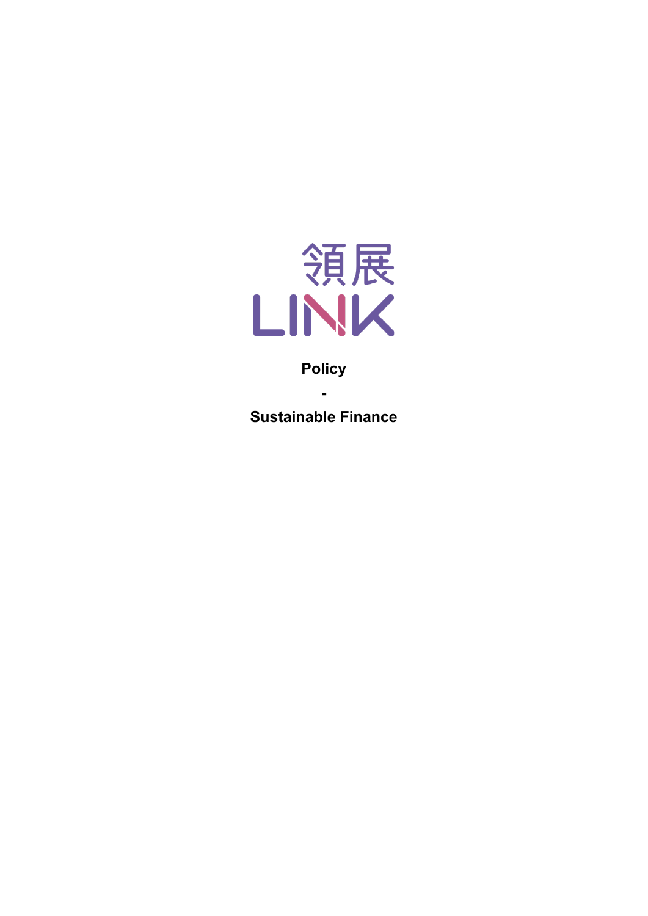領展

LINK

**Policy**

**-**

**Sustainable Finance**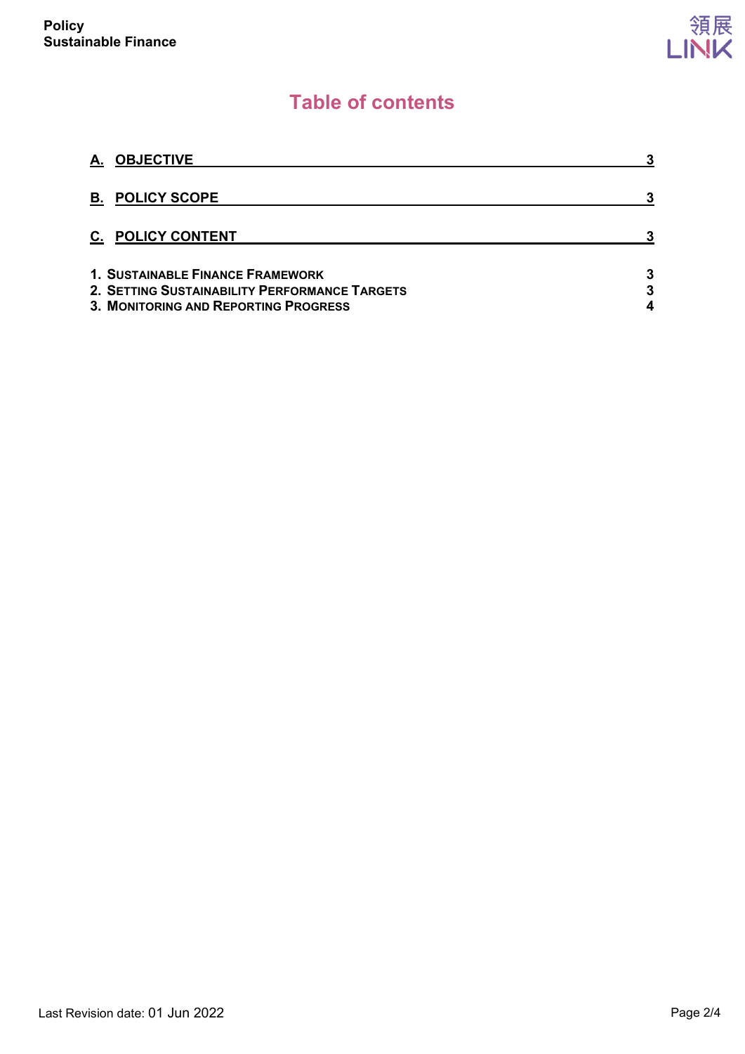# Table of contents

| | |
|---|---|
| **A. OBJECTIVE** | **3** |
| **B. POLICY SCOPE** | **3** |
| **C. POLICY CONTENT** | **3** |
| **1. SUSTAINABLE FINANCE FRAMEWORK** | **3** |
| **2. SETTING SUSTAINABILITY PERFORMANCE TARGETS** | **3** |
| **3. MONITORING AND REPORTING PROGRESS** | **4** |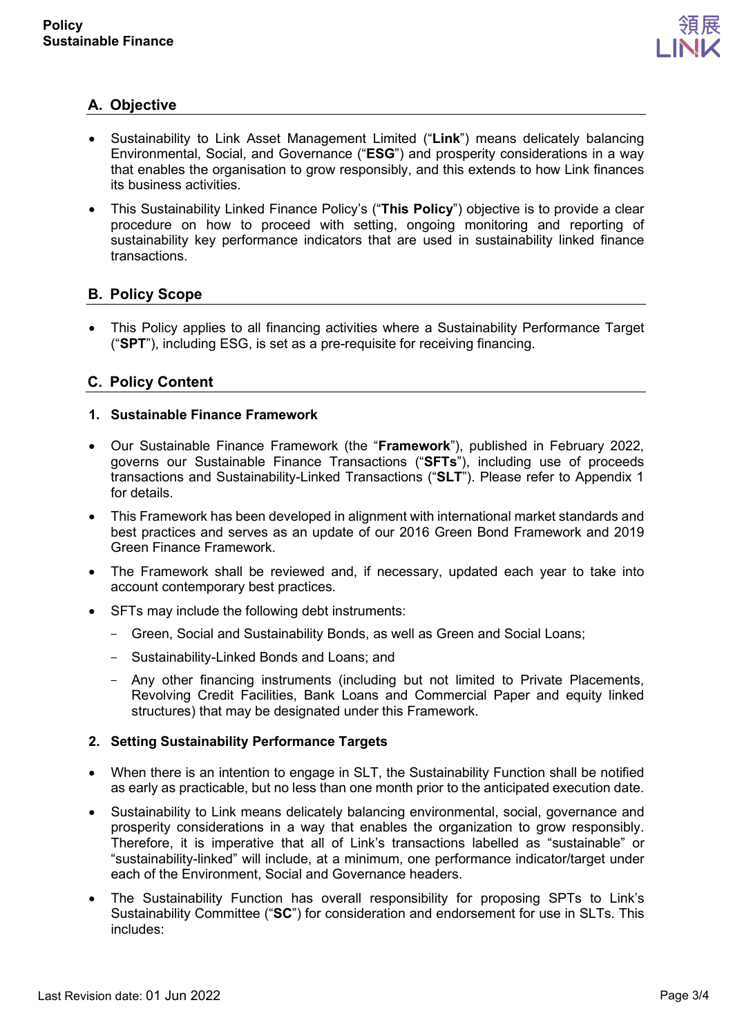## A. Objective

- Sustainability to Link Asset Management Limited ("**Link**") means delicately balancing Environmental, Social, and Governance ("**ESG**") and prosperity considerations in a way that enables the organisation to grow responsibly, and this extends to how Link finances its business activities.
- This Sustainability Linked Finance Policy's ("**This Policy**") objective is to provide a clear procedure on how to proceed with setting, ongoing monitoring and reporting of sustainability key performance indicators that are used in sustainability linked finance transactions.

## B. Policy Scope

- This Policy applies to all financing activities where a Sustainability Performance Target ("**SPT**"), including ESG, is set as a pre-requisite for receiving financing.

## C. Policy Content

### 1. Sustainable Finance Framework

- Our Sustainable Finance Framework (the "**Framework**"), published in February 2022, governs our Sustainable Finance Transactions ("**SFTs**"), including use of proceeds transactions and Sustainability-Linked Transactions ("**SLT**"). Please refer to Appendix 1 for details.
- This Framework has been developed in alignment with international market standards and best practices and serves as an update of our 2016 Green Bond Framework and 2019 Green Finance Framework.
- The Framework shall be reviewed and, if necessary, updated each year to take into account contemporary best practices.
- SFTs may include the following debt instruments:
  - Green, Social and Sustainability Bonds, as well as Green and Social Loans;
  - Sustainability-Linked Bonds and Loans; and
  - Any other financing instruments (including but not limited to Private Placements, Revolving Credit Facilities, Bank Loans and Commercial Paper and equity linked structures) that may be designated under this Framework.

### 2. Setting Sustainability Performance Targets

- When there is an intention to engage in SLT, the Sustainability Function shall be notified as early as practicable, but no less than one month prior to the anticipated execution date.
- Sustainability to Link means delicately balancing environmental, social, governance and prosperity considerations in a way that enables the organization to grow responsibly. Therefore, it is imperative that all of Link's transactions labelled as "sustainable" or "sustainability-linked" will include, at a minimum, one performance indicator/target under each of the Environment, Social and Governance headers.
- The Sustainability Function has overall responsibility for proposing SPTs to Link's Sustainability Committee ("**SC**") for consideration and endorsement for use in SLTs. This includes: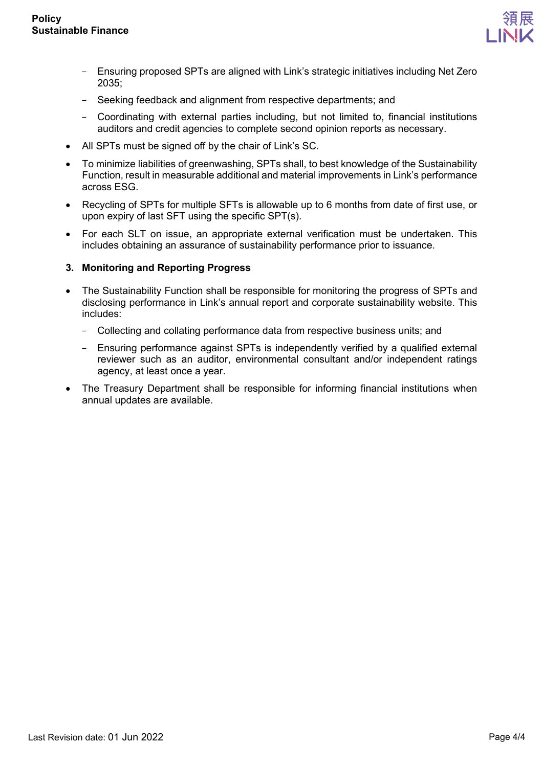- Ensuring proposed SPTs are aligned with Link's strategic initiatives including Net Zero 2035;
  - Seeking feedback and alignment from respective departments; and
  - Coordinating with external parties including, but not limited to, financial institutions auditors and credit agencies to complete second opinion reports as necessary.
- All SPTs must be signed off by the chair of Link's SC.
- To minimize liabilities of greenwashing, SPTs shall, to best knowledge of the Sustainability Function, result in measurable additional and material improvements in Link's performance across ESG.
- Recycling of SPTs for multiple SFTs is allowable up to 6 months from date of first use, or upon expiry of last SFT using the specific SPT(s).
- For each SLT on issue, an appropriate external verification must be undertaken. This includes obtaining an assurance of sustainability performance prior to issuance.

### 3. Monitoring and Reporting Progress

- The Sustainability Function shall be responsible for monitoring the progress of SPTs and disclosing performance in Link's annual report and corporate sustainability website. This includes:
  - Collecting and collating performance data from respective business units; and
  - Ensuring performance against SPTs is independently verified by a qualified external reviewer such as an auditor, environmental consultant and/or independent ratings agency, at least once a year.
- The Treasury Department shall be responsible for informing financial institutions when annual updates are available.